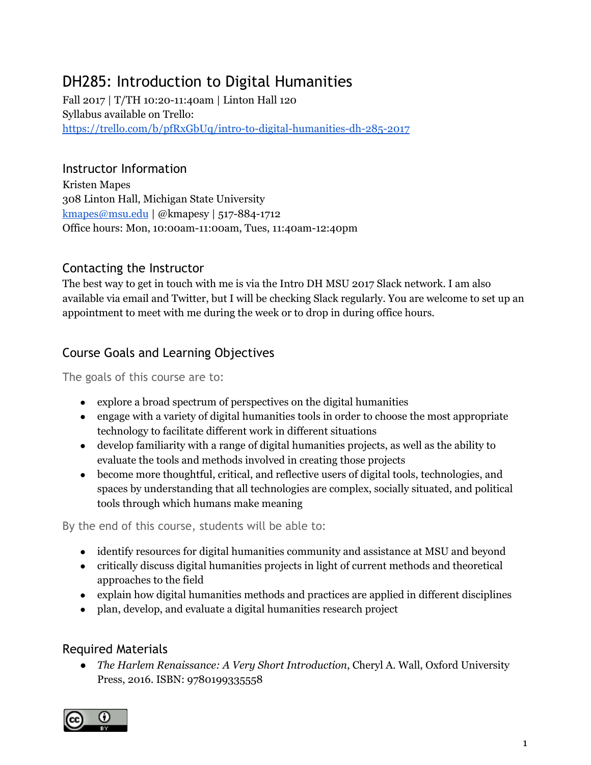# DH285: Introduction to Digital Humanities

Fall 2017 | T/TH 10:20-11:40am | Linton Hall 120
Syllabus available on Trello:
https://trello.com/b/pfRxGbUq/intro-to-digital-humanities-dh-285-2017

## Instructor Information

Kristen Mapes
308 Linton Hall, Michigan State University
kmapes@msu.edu | @kmapesy | 517-884-1712
Office hours: Mon, 10:00am-11:00am, Tues, 11:40am-12:40pm

## Contacting the Instructor

The best way to get in touch with me is via the Intro DH MSU 2017 Slack network. I am also available via email and Twitter, but I will be checking Slack regularly. You are welcome to set up an appointment to meet with me during the week or to drop in during office hours.

## Course Goals and Learning Objectives

### The goals of this course are to:

- explore a broad spectrum of perspectives on the digital humanities
- engage with a variety of digital humanities tools in order to choose the most appropriate technology to facilitate different work in different situations
- develop familiarity with a range of digital humanities projects, as well as the ability to evaluate the tools and methods involved in creating those projects
- become more thoughtful, critical, and reflective users of digital tools, technologies, and spaces by understanding that all technologies are complex, socially situated, and political tools through which humans make meaning

### By the end of this course, students will be able to:

- identify resources for digital humanities community and assistance at MSU and beyond
- critically discuss digital humanities projects in light of current methods and theoretical approaches to the field
- explain how digital humanities methods and practices are applied in different disciplines
- plan, develop, and evaluate a digital humanities research project

## Required Materials

- *The Harlem Renaissance: A Very Short Introduction*, Cheryl A. Wall, Oxford University Press, 2016. ISBN: 9780199335558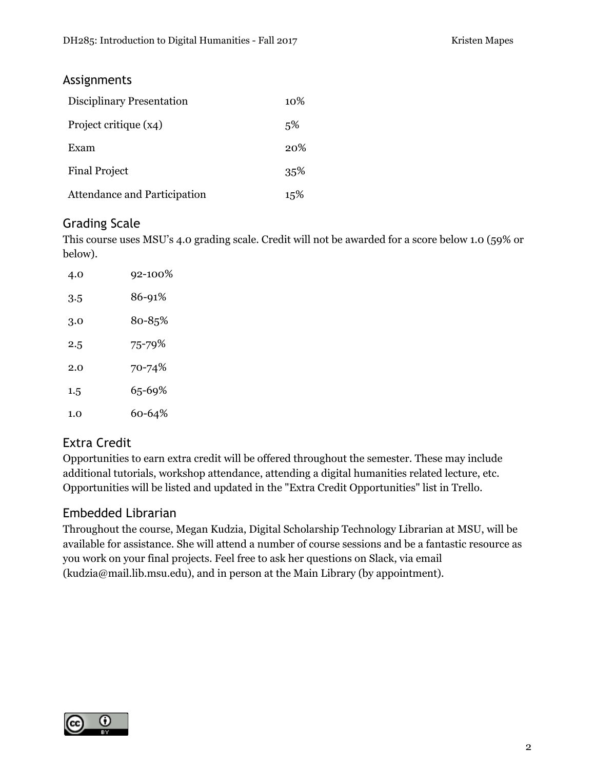## Assignments

| Disciplinary Presentation | 10% |
| --- | --- |
| Project critique (x4) | 5% |
| Exam | 20% |
| Final Project | 35% |
| Attendance and Participation | 15% |

## Grading Scale

This course uses MSU's 4.0 grading scale. Credit will not be awarded for a score below 1.0 (59% or below).

| 4.0 | 92-100% |
| --- | --- |
| 3.5 | 86-91% |
| 3.0 | 80-85% |
| 2.5 | 75-79% |
| 2.0 | 70-74% |
| 1.5 | 65-69% |
| 1.0 | 60-64% |

## Extra Credit

Opportunities to earn extra credit will be offered throughout the semester. These may include additional tutorials, workshop attendance, attending a digital humanities related lecture, etc. Opportunities will be listed and updated in the "Extra Credit Opportunities" list in Trello.

## Embedded Librarian

Throughout the course, Megan Kudzia, Digital Scholarship Technology Librarian at MSU, will be available for assistance. She will attend a number of course sessions and be a fantastic resource as you work on your final projects. Feel free to ask her questions on Slack, via email (kudzia@mail.lib.msu.edu), and in person at the Main Library (by appointment).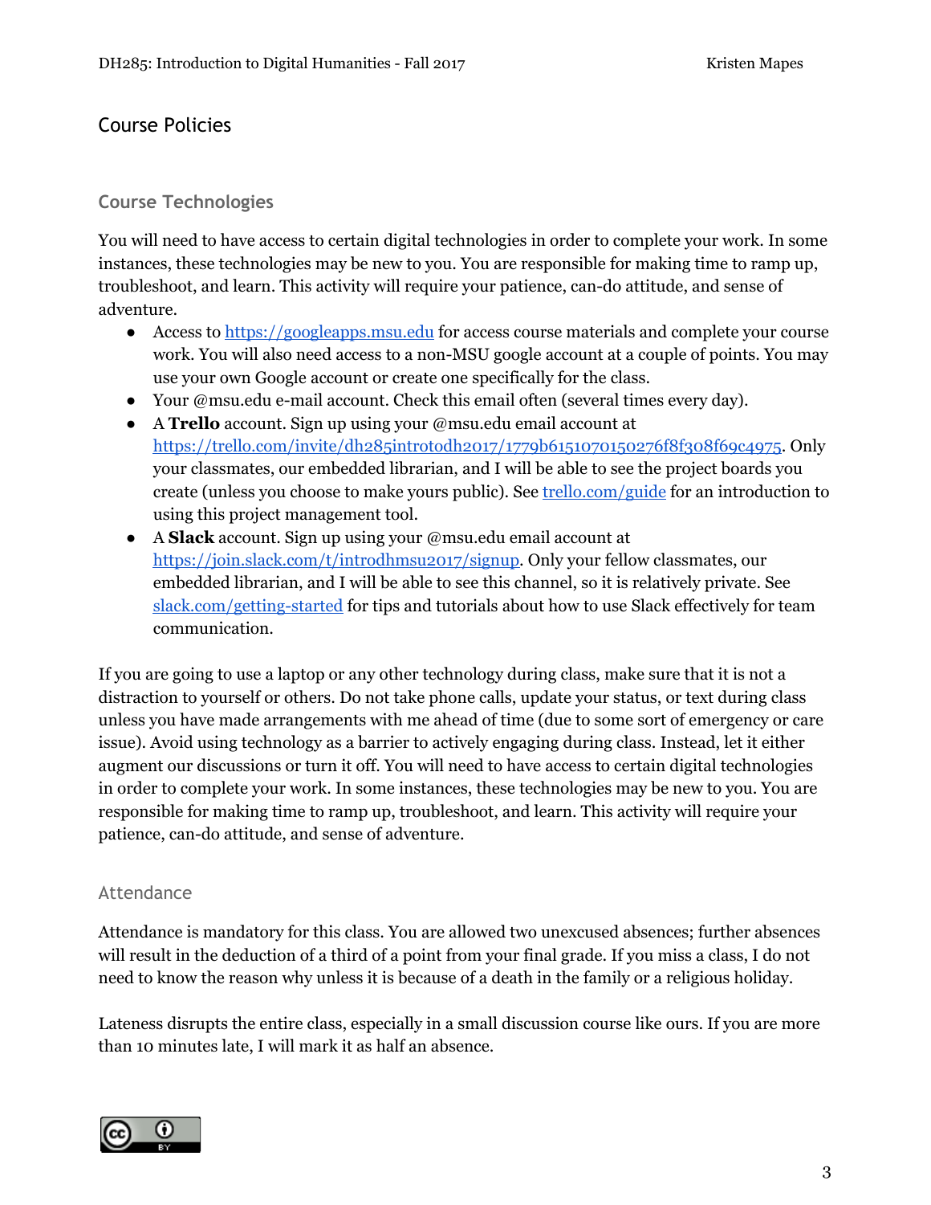## Course Policies

### Course Technologies

You will need to have access to certain digital technologies in order to complete your work. In some instances, these technologies may be new to you. You are responsible for making time to ramp up, troubleshoot, and learn. This activity will require your patience, can-do attitude, and sense of adventure.

- Access to [https://googleapps.msu.edu](https://googleapps.msu.edu) for access course materials and complete your course work. You will also need access to a non-MSU google account at a couple of points. You may use your own Google account or create one specifically for the class.
- Your @msu.edu e-mail account. Check this email often (several times every day).
- A **Trello** account. Sign up using your @msu.edu email account at [https://trello.com/invite/dh285introtodh2017/1779b6151070150276f8f308f69c4975](https://trello.com/invite/dh285introtodh2017/1779b6151070150276f8f308f69c4975). Only your classmates, our embedded librarian, and I will be able to see the project boards you create (unless you choose to make yours public). See [trello.com/guide](https://trello.com/guide) for an introduction to using this project management tool.
- A **Slack** account. Sign up using your @msu.edu email account at [https://join.slack.com/t/introdhmsu2017/signup](https://join.slack.com/t/introdhmsu2017/signup). Only your fellow classmates, our embedded librarian, and I will be able to see this channel, so it is relatively private. See [slack.com/getting-started](https://slack.com/getting-started) for tips and tutorials about how to use Slack effectively for team communication.

If you are going to use a laptop or any other technology during class, make sure that it is not a distraction to yourself or others. Do not take phone calls, update your status, or text during class unless you have made arrangements with me ahead of time (due to some sort of emergency or care issue). Avoid using technology as a barrier to actively engaging during class. Instead, let it either augment our discussions or turn it off. You will need to have access to certain digital technologies in order to complete your work. In some instances, these technologies may be new to you. You are responsible for making time to ramp up, troubleshoot, and learn. This activity will require your patience, can-do attitude, and sense of adventure.

### Attendance

Attendance is mandatory for this class. You are allowed two unexcused absences; further absences will result in the deduction of a third of a point from your final grade. If you miss a class, I do not need to know the reason why unless it is because of a death in the family or a religious holiday.

Lateness disrupts the entire class, especially in a small discussion course like ours. If you are more than 10 minutes late, I will mark it as half an absence.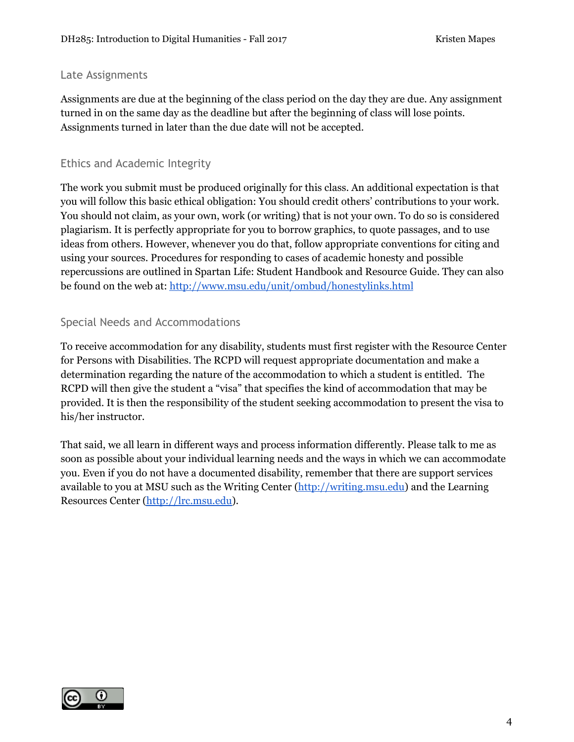## Late Assignments

Assignments are due at the beginning of the class period on the day they are due. Any assignment turned in on the same day as the deadline but after the beginning of class will lose points. Assignments turned in later than the due date will not be accepted.

## Ethics and Academic Integrity

The work you submit must be produced originally for this class. An additional expectation is that you will follow this basic ethical obligation: You should credit others' contributions to your work. You should not claim, as your own, work (or writing) that is not your own. To do so is considered plagiarism. It is perfectly appropriate for you to borrow graphics, to quote passages, and to use ideas from others. However, whenever you do that, follow appropriate conventions for citing and using your sources. Procedures for responding to cases of academic honesty and possible repercussions are outlined in Spartan Life: Student Handbook and Resource Guide. They can also be found on the web at: [http://www.msu.edu/unit/ombud/honestylinks.html](http://www.msu.edu/unit/ombud/honestylinks.html)

## Special Needs and Accommodations

To receive accommodation for any disability, students must first register with the Resource Center for Persons with Disabilities. The RCPD will request appropriate documentation and make a determination regarding the nature of the accommodation to which a student is entitled. The RCPD will then give the student a "visa" that specifies the kind of accommodation that may be provided. It is then the responsibility of the student seeking accommodation to present the visa to his/her instructor.

That said, we all learn in different ways and process information differently. Please talk to me as soon as possible about your individual learning needs and the ways in which we can accommodate you. Even if you do not have a documented disability, remember that there are support services available to you at MSU such as the Writing Center ([http://writing.msu.edu](http://writing.msu.edu)) and the Learning Resources Center ([http://lrc.msu.edu](http://lrc.msu.edu)).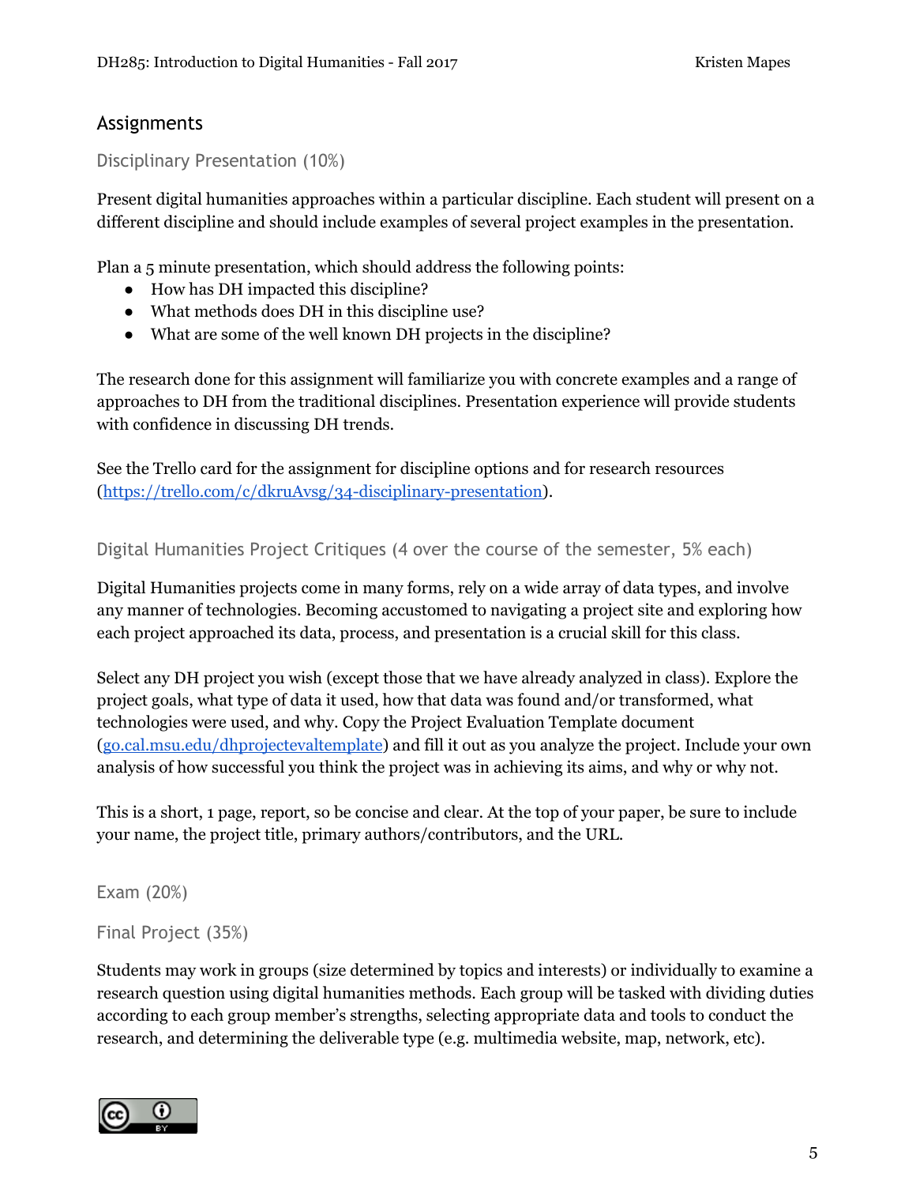## Assignments

### Disciplinary Presentation (10%)

Present digital humanities approaches within a particular discipline. Each student will present on a different discipline and should include examples of several project examples in the presentation.

Plan a 5 minute presentation, which should address the following points:

- How has DH impacted this discipline?
- What methods does DH in this discipline use?
- What are some of the well known DH projects in the discipline?

The research done for this assignment will familiarize you with concrete examples and a range of approaches to DH from the traditional disciplines. Presentation experience will provide students with confidence in discussing DH trends.

See the Trello card for the assignment for discipline options and for research resources ([https://trello.com/c/dkruAvsg/34-disciplinary-presentation](https://trello.com/c/dkruAvsg/34-disciplinary-presentation)).

### Digital Humanities Project Critiques (4 over the course of the semester, 5% each)

Digital Humanities projects come in many forms, rely on a wide array of data types, and involve any manner of technologies. Becoming accustomed to navigating a project site and exploring how each project approached its data, process, and presentation is a crucial skill for this class.

Select any DH project you wish (except those that we have already analyzed in class). Explore the project goals, what type of data it used, how that data was found and/or transformed, what technologies were used, and why. Copy the Project Evaluation Template document ([go.cal.msu.edu/dhprojectevaltemplate](go.cal.msu.edu/dhprojectevaltemplate)) and fill it out as you analyze the project. Include your own analysis of how successful you think the project was in achieving its aims, and why or why not.

This is a short, 1 page, report, so be concise and clear. At the top of your paper, be sure to include your name, the project title, primary authors/contributors, and the URL.

### Exam (20%)

### Final Project (35%)

Students may work in groups (size determined by topics and interests) or individually to examine a research question using digital humanities methods. Each group will be tasked with dividing duties according to each group member's strengths, selecting appropriate data and tools to conduct the research, and determining the deliverable type (e.g. multimedia website, map, network, etc).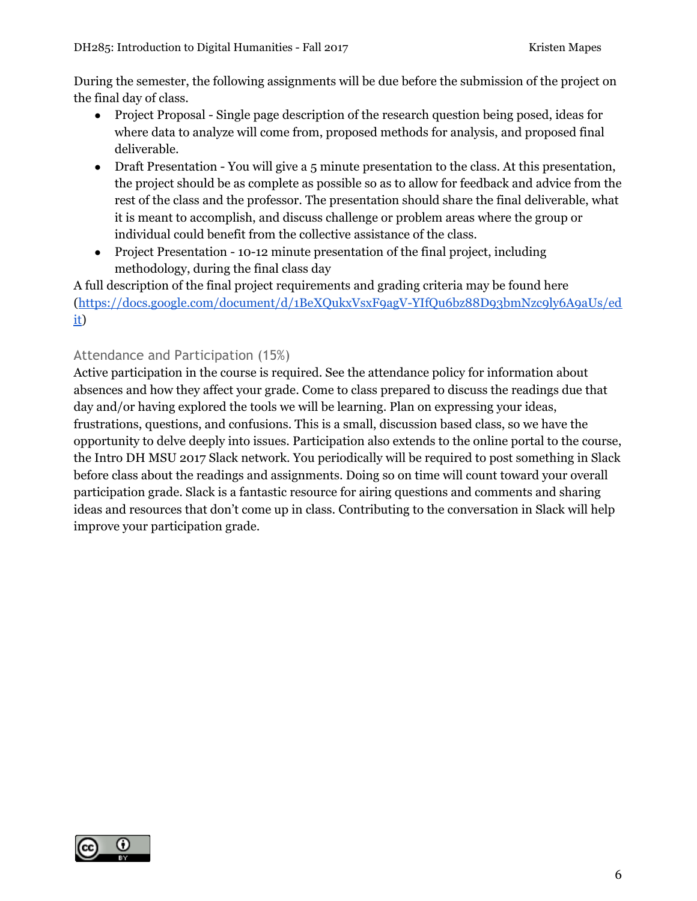During the semester, the following assignments will be due before the submission of the project on the final day of class.

- Project Proposal - Single page description of the research question being posed, ideas for where data to analyze will come from, proposed methods for analysis, and proposed final deliverable.
- Draft Presentation - You will give a 5 minute presentation to the class. At this presentation, the project should be as complete as possible so as to allow for feedback and advice from the rest of the class and the professor. The presentation should share the final deliverable, what it is meant to accomplish, and discuss challenge or problem areas where the group or individual could benefit from the collective assistance of the class.
- Project Presentation - 10-12 minute presentation of the final project, including methodology, during the final class day

A full description of the final project requirements and grading criteria may be found here (https://docs.google.com/document/d/1BeXQukxVsxF9agV-YIfQu6bz88D93bmNzc9ly6A9aUs/edit)

### Attendance and Participation (15%)

Active participation in the course is required. See the attendance policy for information about absences and how they affect your grade. Come to class prepared to discuss the readings due that day and/or having explored the tools we will be learning. Plan on expressing your ideas, frustrations, questions, and confusions. This is a small, discussion based class, so we have the opportunity to delve deeply into issues. Participation also extends to the online portal to the course, the Intro DH MSU 2017 Slack network. You periodically will be required to post something in Slack before class about the readings and assignments. Doing so on time will count toward your overall participation grade. Slack is a fantastic resource for airing questions and comments and sharing ideas and resources that don't come up in class. Contributing to the conversation in Slack will help improve your participation grade.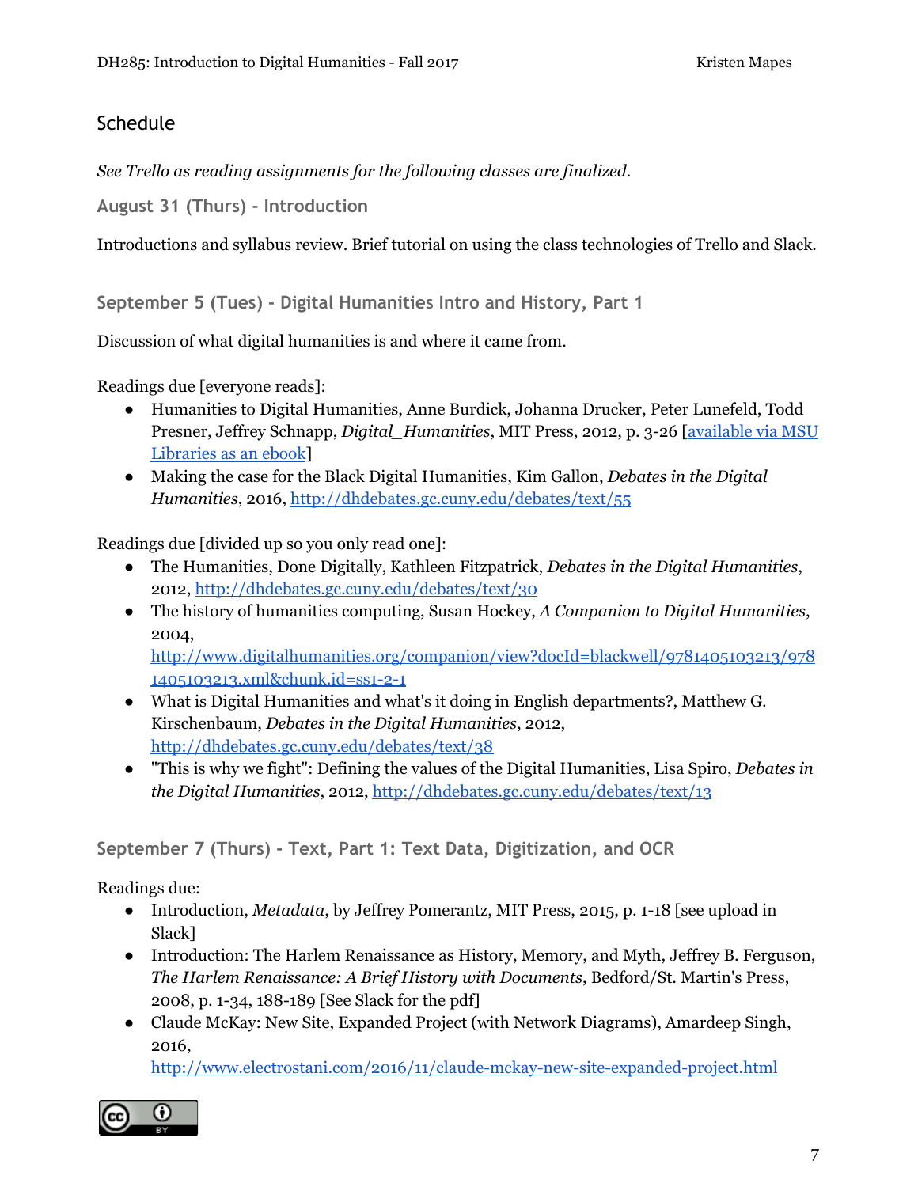## Schedule

*See Trello as reading assignments for the following classes are finalized.*

### August 31 (Thurs) - Introduction

Introductions and syllabus review. Brief tutorial on using the class technologies of Trello and Slack.

### September 5 (Tues) - Digital Humanities Intro and History, Part 1

Discussion of what digital humanities is and where it came from.

Readings due [everyone reads]:

- Humanities to Digital Humanities, Anne Burdick, Johanna Drucker, Peter Lunefeld, Todd Presner, Jeffrey Schnapp, *Digital_Humanities*, MIT Press, 2012, p. 3-26 [available via MSU Libraries as an ebook]
- Making the case for the Black Digital Humanities, Kim Gallon, *Debates in the Digital Humanities*, 2016, http://dhdebates.gc.cuny.edu/debates/text/55

Readings due [divided up so you only read one]:

- The Humanities, Done Digitally, Kathleen Fitzpatrick, *Debates in the Digital Humanities*, 2012, http://dhdebates.gc.cuny.edu/debates/text/30
- The history of humanities computing, Susan Hockey, *A Companion to Digital Humanities*, 2004, http://www.digitalhumanities.org/companion/view?docId=blackwell/9781405103213/9781405103213.xml&chunk.id=ss1-2-1
- What is Digital Humanities and what's it doing in English departments?, Matthew G. Kirschenbaum, *Debates in the Digital Humanities*, 2012, http://dhdebates.gc.cuny.edu/debates/text/38
- "This is why we fight": Defining the values of the Digital Humanities, Lisa Spiro, *Debates in the Digital Humanities*, 2012, http://dhdebates.gc.cuny.edu/debates/text/13

### September 7 (Thurs) - Text, Part 1: Text Data, Digitization, and OCR

Readings due:

- Introduction, *Metadata*, by Jeffrey Pomerantz, MIT Press, 2015, p. 1-18 [see upload in Slack]
- Introduction: The Harlem Renaissance as History, Memory, and Myth, Jeffrey B. Ferguson, *The Harlem Renaissance: A Brief History with Documents*, Bedford/St. Martin's Press, 2008, p. 1-34, 188-189 [See Slack for the pdf]
- Claude McKay: New Site, Expanded Project (with Network Diagrams), Amardeep Singh, 2016, http://www.electrostani.com/2016/11/claude-mckay-new-site-expanded-project.html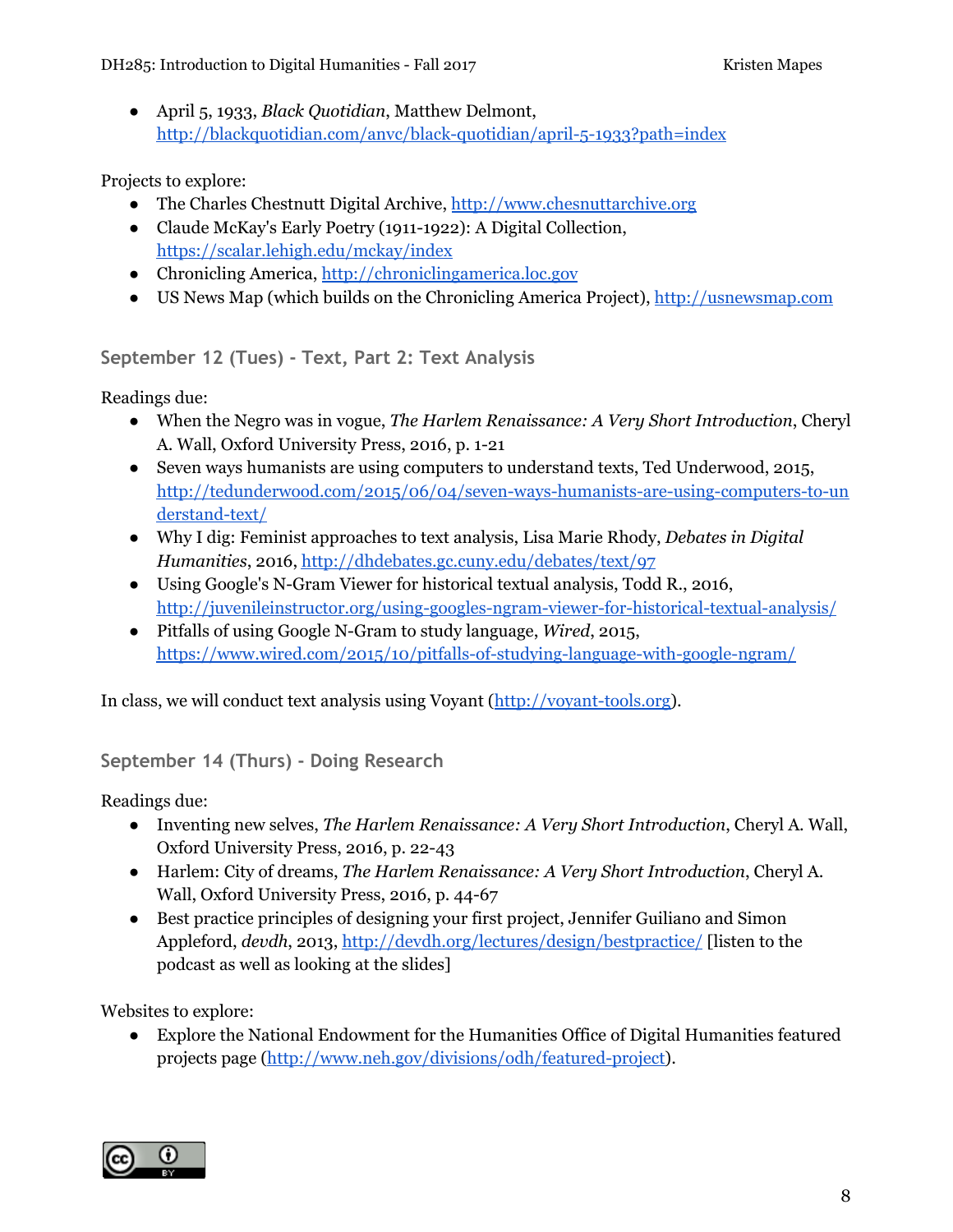- April 5, 1933, *Black Quotidian*, Matthew Delmont, http://blackquotidian.com/anvc/black-quotidian/april-5-1933?path=index

Projects to explore:

- The Charles Chestnutt Digital Archive, http://www.chesnuttarchive.org
- Claude McKay's Early Poetry (1911-1922): A Digital Collection, https://scalar.lehigh.edu/mckay/index
- Chronicling America, http://chroniclingamerica.loc.gov
- US News Map (which builds on the Chronicling America Project), http://usnewsmap.com

### September 12 (Tues) - Text, Part 2: Text Analysis

Readings due:

- When the Negro was in vogue, *The Harlem Renaissance: A Very Short Introduction*, Cheryl A. Wall, Oxford University Press, 2016, p. 1-21
- Seven ways humanists are using computers to understand texts, Ted Underwood, 2015, http://tedunderwood.com/2015/06/04/seven-ways-humanists-are-using-computers-to-understand-text/
- Why I dig: Feminist approaches to text analysis, Lisa Marie Rhody, *Debates in Digital Humanities*, 2016, http://dhdebates.gc.cuny.edu/debates/text/97
- Using Google's N-Gram Viewer for historical textual analysis, Todd R., 2016, http://juvenileinstructor.org/using-googles-ngram-viewer-for-historical-textual-analysis/
- Pitfalls of using Google N-Gram to study language, *Wired*, 2015, https://www.wired.com/2015/10/pitfalls-of-studying-language-with-google-ngram/

In class, we will conduct text analysis using Voyant (http://voyant-tools.org).

### September 14 (Thurs) - Doing Research

Readings due:

- Inventing new selves, *The Harlem Renaissance: A Very Short Introduction*, Cheryl A. Wall, Oxford University Press, 2016, p. 22-43
- Harlem: City of dreams, *The Harlem Renaissance: A Very Short Introduction*, Cheryl A. Wall, Oxford University Press, 2016, p. 44-67
- Best practice principles of designing your first project, Jennifer Guiliano and Simon Appleford, *devdh*, 2013, http://devdh.org/lectures/design/bestpractice/ [listen to the podcast as well as looking at the slides]

Websites to explore:

- Explore the National Endowment for the Humanities Office of Digital Humanities featured projects page (http://www.neh.gov/divisions/odh/featured-project).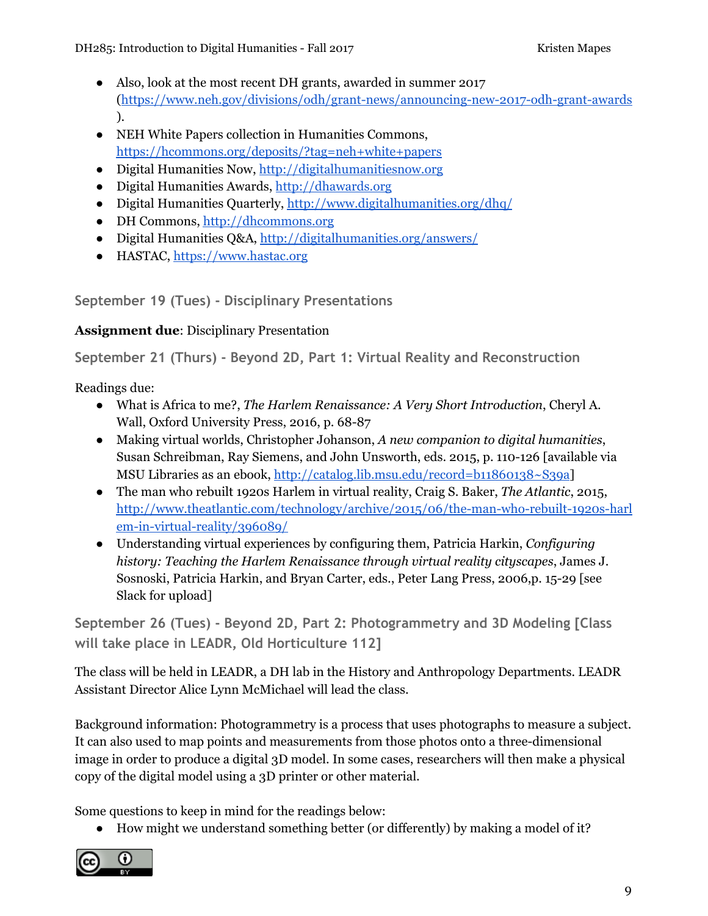- Also, look at the most recent DH grants, awarded in summer 2017 (https://www.neh.gov/divisions/odh/grant-news/announcing-new-2017-odh-grant-awards).
- NEH White Papers collection in Humanities Commons, https://hcommons.org/deposits/?tag=neh+white+papers
- Digital Humanities Now, http://digitalhumanitiesnow.org
- Digital Humanities Awards, http://dhawards.org
- Digital Humanities Quarterly, http://www.digitalhumanities.org/dhq/
- DH Commons, http://dhcommons.org
- Digital Humanities Q&A, http://digitalhumanities.org/answers/
- HASTAC, https://www.hastac.org

### September 19 (Tues) - Disciplinary Presentations

**Assignment due**: Disciplinary Presentation

### September 21 (Thurs) - Beyond 2D, Part 1: Virtual Reality and Reconstruction

Readings due:

- What is Africa to me?, *The Harlem Renaissance: A Very Short Introduction*, Cheryl A. Wall, Oxford University Press, 2016, p. 68-87
- Making virtual worlds, Christopher Johanson, *A new companion to digital humanities*, Susan Schreibman, Ray Siemens, and John Unsworth, eds. 2015, p. 110-126 [available via MSU Libraries as an ebook, http://catalog.lib.msu.edu/record=b11860138~S39a]
- The man who rebuilt 1920s Harlem in virtual reality, Craig S. Baker, *The Atlantic*, 2015, http://www.theatlantic.com/technology/archive/2015/06/the-man-who-rebuilt-1920s-harlem-in-virtual-reality/396089/
- Understanding virtual experiences by configuring them, Patricia Harkin, *Configuring history: Teaching the Harlem Renaissance through virtual reality cityscapes*, James J. Sosnoski, Patricia Harkin, and Bryan Carter, eds., Peter Lang Press, 2006,p. 15-29 [see Slack for upload]

### September 26 (Tues) - Beyond 2D, Part 2: Photogrammetry and 3D Modeling [Class will take place in LEADR, Old Horticulture 112]

The class will be held in LEADR, a DH lab in the History and Anthropology Departments. LEADR Assistant Director Alice Lynn McMichael will lead the class.

Background information: Photogrammetry is a process that uses photographs to measure a subject. It can also used to map points and measurements from those photos onto a three-dimensional image in order to produce a digital 3D model. In some cases, researchers will then make a physical copy of the digital model using a 3D printer or other material.

Some questions to keep in mind for the readings below:

- How might we understand something better (or differently) by making a model of it?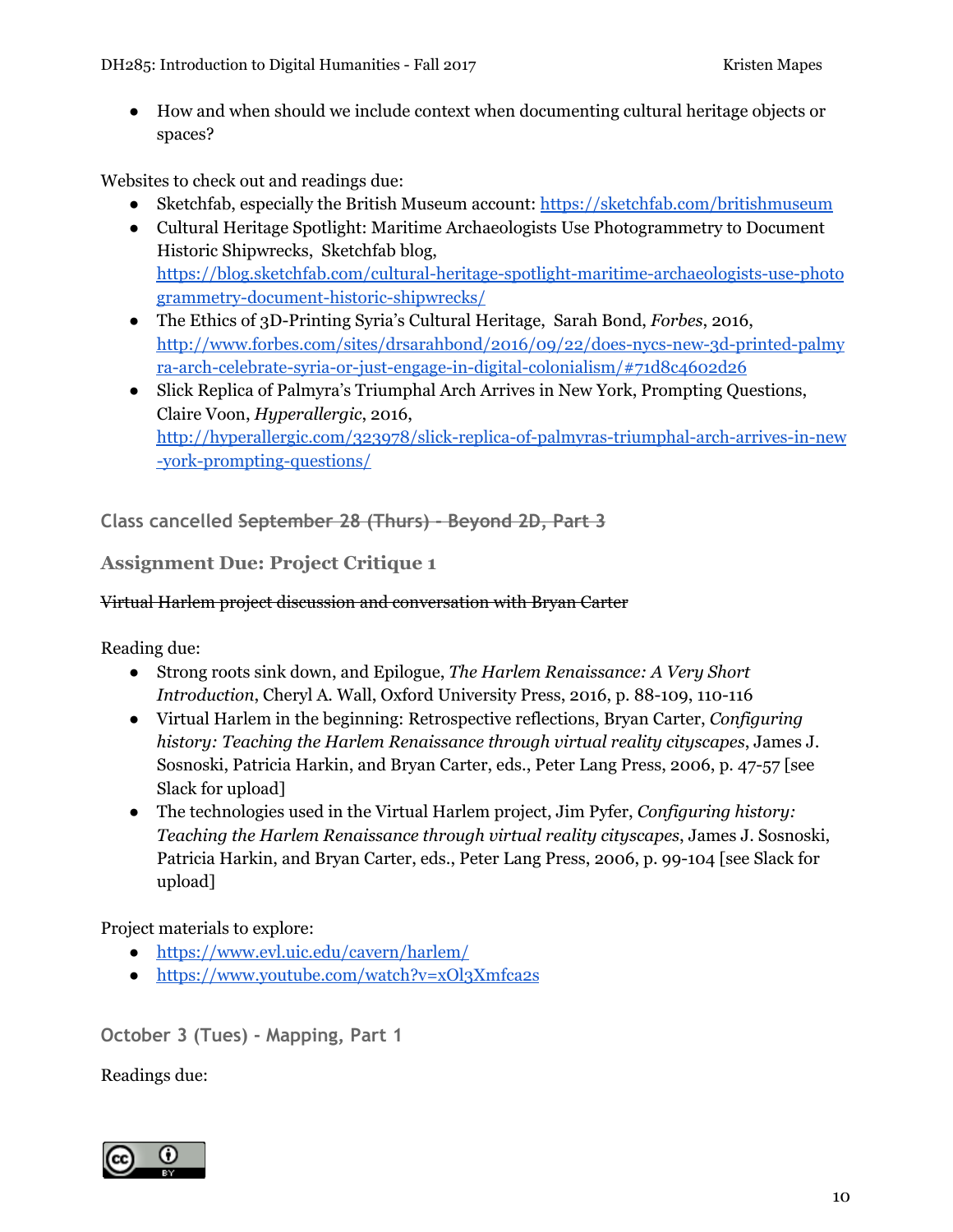- How and when should we include context when documenting cultural heritage objects or spaces?

Websites to check out and readings due:

- Sketchfab, especially the British Museum account: [https://sketchfab.com/britishmuseum](https://sketchfab.com/britishmuseum)
- Cultural Heritage Spotlight: Maritime Archaeologists Use Photogrammetry to Document Historic Shipwrecks, Sketchfab blog, [https://blog.sketchfab.com/cultural-heritage-spotlight-maritime-archaeologists-use-photogrammetry-document-historic-shipwrecks/](https://blog.sketchfab.com/cultural-heritage-spotlight-maritime-archaeologists-use-photogrammetry-document-historic-shipwrecks/)
- The Ethics of 3D-Printing Syria's Cultural Heritage, Sarah Bond, *Forbes*, 2016, [http://www.forbes.com/sites/drsarahbond/2016/09/22/does-nycs-new-3d-printed-palmyra-arch-celebrate-syria-or-just-engage-in-digital-colonialism/#71d8c4602d26](http://www.forbes.com/sites/drsarahbond/2016/09/22/does-nycs-new-3d-printed-palmyra-arch-celebrate-syria-or-just-engage-in-digital-colonialism/#71d8c4602d26)
- Slick Replica of Palmyra's Triumphal Arch Arrives in New York, Prompting Questions, Claire Voon, *Hyperallergic*, 2016, [http://hyperallergic.com/323978/slick-replica-of-palmyras-triumphal-arch-arrives-in-new-york-prompting-questions/](http://hyperallergic.com/323978/slick-replica-of-palmyras-triumphal-arch-arrives-in-new-york-prompting-questions/)

### Class cancelled ~~September 28 (Thurs) - Beyond 2D, Part 3~~

### Assignment Due: Project Critique 1

~~Virtual Harlem project discussion and conversation with Bryan Carter~~

Reading due:

- Strong roots sink down, and Epilogue, *The Harlem Renaissance: A Very Short Introduction*, Cheryl A. Wall, Oxford University Press, 2016, p. 88-109, 110-116
- Virtual Harlem in the beginning: Retrospective reflections, Bryan Carter, *Configuring history: Teaching the Harlem Renaissance through virtual reality cityscapes*, James J. Sosnoski, Patricia Harkin, and Bryan Carter, eds., Peter Lang Press, 2006, p. 47-57 [see Slack for upload]
- The technologies used in the Virtual Harlem project, Jim Pyfer, *Configuring history: Teaching the Harlem Renaissance through virtual reality cityscapes*, James J. Sosnoski, Patricia Harkin, and Bryan Carter, eds., Peter Lang Press, 2006, p. 99-104 [see Slack for upload]

Project materials to explore:

- [https://www.evl.uic.edu/cavern/harlem/](https://www.evl.uic.edu/cavern/harlem/)
- [https://www.youtube.com/watch?v=xOl3Xmfca2s](https://www.youtube.com/watch?v=xOl3Xmfca2s)

### October 3 (Tues) - Mapping, Part 1

Readings due: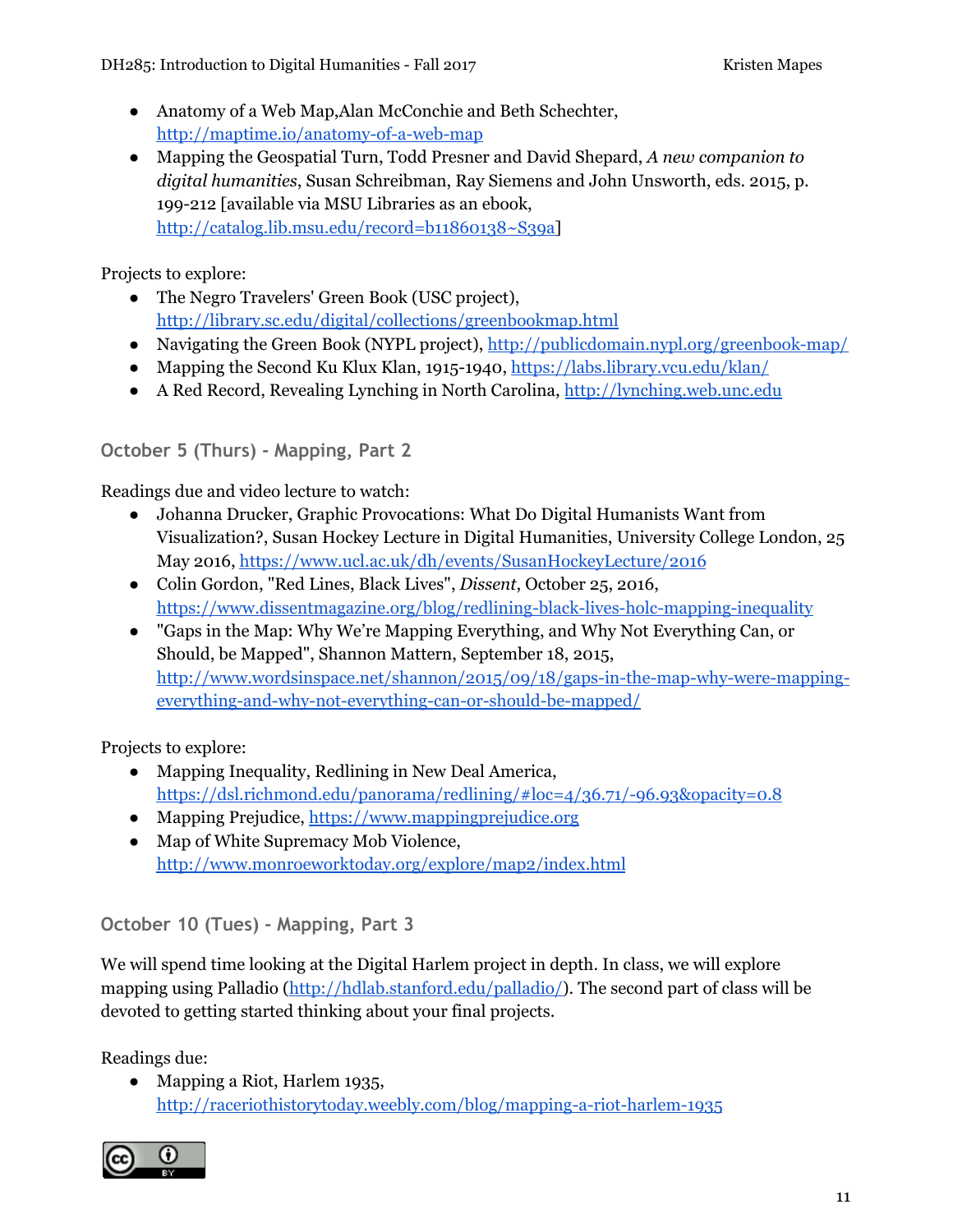- Anatomy of a Web Map,Alan McConchie and Beth Schechter, http://maptime.io/anatomy-of-a-web-map
- Mapping the Geospatial Turn, Todd Presner and David Shepard, *A new companion to digital humanities*, Susan Schreibman, Ray Siemens and John Unsworth, eds. 2015, p. 199-212 [available via MSU Libraries as an ebook, http://catalog.lib.msu.edu/record=b11860138~S39a]

Projects to explore:

- The Negro Travelers' Green Book (USC project), http://library.sc.edu/digital/collections/greenbookmap.html
- Navigating the Green Book (NYPL project), http://publicdomain.nypl.org/greenbook-map/
- Mapping the Second Ku Klux Klan, 1915-1940, https://labs.library.vcu.edu/klan/
- A Red Record, Revealing Lynching in North Carolina, http://lynching.web.unc.edu

### October 5 (Thurs) - Mapping, Part 2

Readings due and video lecture to watch:

- Johanna Drucker, Graphic Provocations: What Do Digital Humanists Want from Visualization?, Susan Hockey Lecture in Digital Humanities, University College London, 25 May 2016, https://www.ucl.ac.uk/dh/events/SusanHockeyLecture/2016
- Colin Gordon, "Red Lines, Black Lives", *Dissent*, October 25, 2016, https://www.dissentmagazine.org/blog/redlining-black-lives-holc-mapping-inequality
- "Gaps in the Map: Why We're Mapping Everything, and Why Not Everything Can, or Should, be Mapped", Shannon Mattern, September 18, 2015, http://www.wordsinspace.net/shannon/2015/09/18/gaps-in-the-map-why-were-mapping-everything-and-why-not-everything-can-or-should-be-mapped/

Projects to explore:

- Mapping Inequality, Redlining in New Deal America, https://dsl.richmond.edu/panorama/redlining/#loc=4/36.71/-96.93&opacity=0.8
- Mapping Prejudice, https://www.mappingprejudice.org
- Map of White Supremacy Mob Violence, http://www.monroeworktoday.org/explore/map2/index.html

### October 10 (Tues) - Mapping, Part 3

We will spend time looking at the Digital Harlem project in depth. In class, we will explore mapping using Palladio (http://hdlab.stanford.edu/palladio/). The second part of class will be devoted to getting started thinking about your final projects.

Readings due:

- Mapping a Riot, Harlem 1935, http://raceriothistorytoday.weebly.com/blog/mapping-a-riot-harlem-1935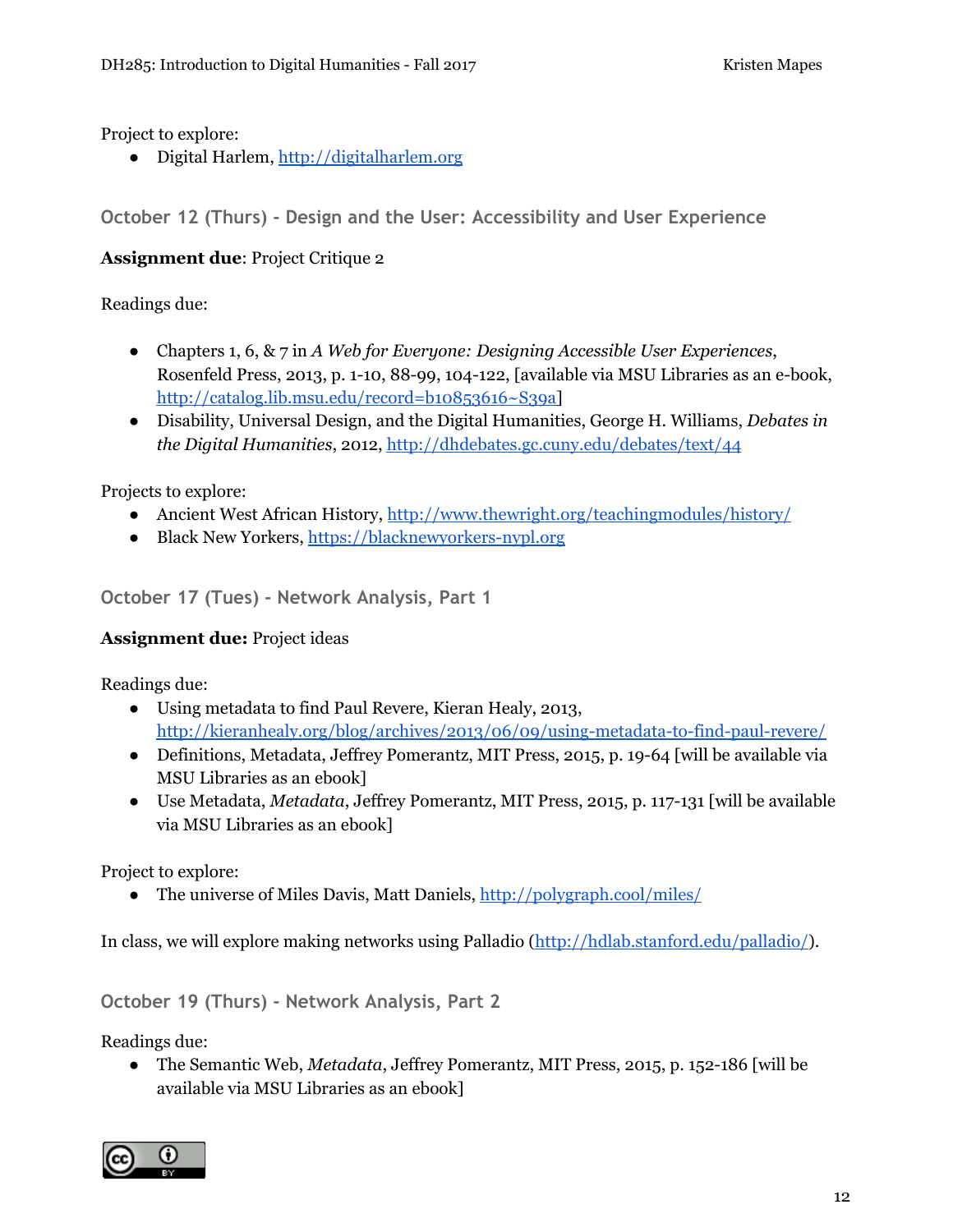Project to explore:

- Digital Harlem, [http://digitalharlem.org](http://digitalharlem.org)

### October 12 (Thurs) - Design and the User: Accessibility and User Experience

**Assignment due**: Project Critique 2

Readings due:

- Chapters 1, 6, & 7 in *A Web for Everyone: Designing Accessible User Experiences*, Rosenfeld Press, 2013, p. 1-10, 88-99, 104-122, [available via MSU Libraries as an e-book, [http://catalog.lib.msu.edu/record=b10853616~S39a](http://catalog.lib.msu.edu/record=b10853616~S39a)]
- Disability, Universal Design, and the Digital Humanities, George H. Williams, *Debates in the Digital Humanities*, 2012, [http://dhdebates.gc.cuny.edu/debates/text/44](http://dhdebates.gc.cuny.edu/debates/text/44)

Projects to explore:

- Ancient West African History, [http://www.thewright.org/teachingmodules/history/](http://www.thewright.org/teachingmodules/history/)
- Black New Yorkers, [https://blacknewyorkers-nypl.org](https://blacknewyorkers-nypl.org)

### October 17 (Tues) - Network Analysis, Part 1

**Assignment due:** Project ideas

Readings due:

- Using metadata to find Paul Revere, Kieran Healy, 2013, [http://kieranhealy.org/blog/archives/2013/06/09/using-metadata-to-find-paul-revere/](http://kieranhealy.org/blog/archives/2013/06/09/using-metadata-to-find-paul-revere/)
- Definitions, Metadata, Jeffrey Pomerantz, MIT Press, 2015, p. 19-64 [will be available via MSU Libraries as an ebook]
- Use Metadata, *Metadata*, Jeffrey Pomerantz, MIT Press, 2015, p. 117-131 [will be available via MSU Libraries as an ebook]

Project to explore:

- The universe of Miles Davis, Matt Daniels, [http://polygraph.cool/miles/](http://polygraph.cool/miles/)

In class, we will explore making networks using Palladio ([http://hdlab.stanford.edu/palladio/](http://hdlab.stanford.edu/palladio/)).

### October 19 (Thurs) - Network Analysis, Part 2

Readings due:

- The Semantic Web, *Metadata*, Jeffrey Pomerantz, MIT Press, 2015, p. 152-186 [will be available via MSU Libraries as an ebook]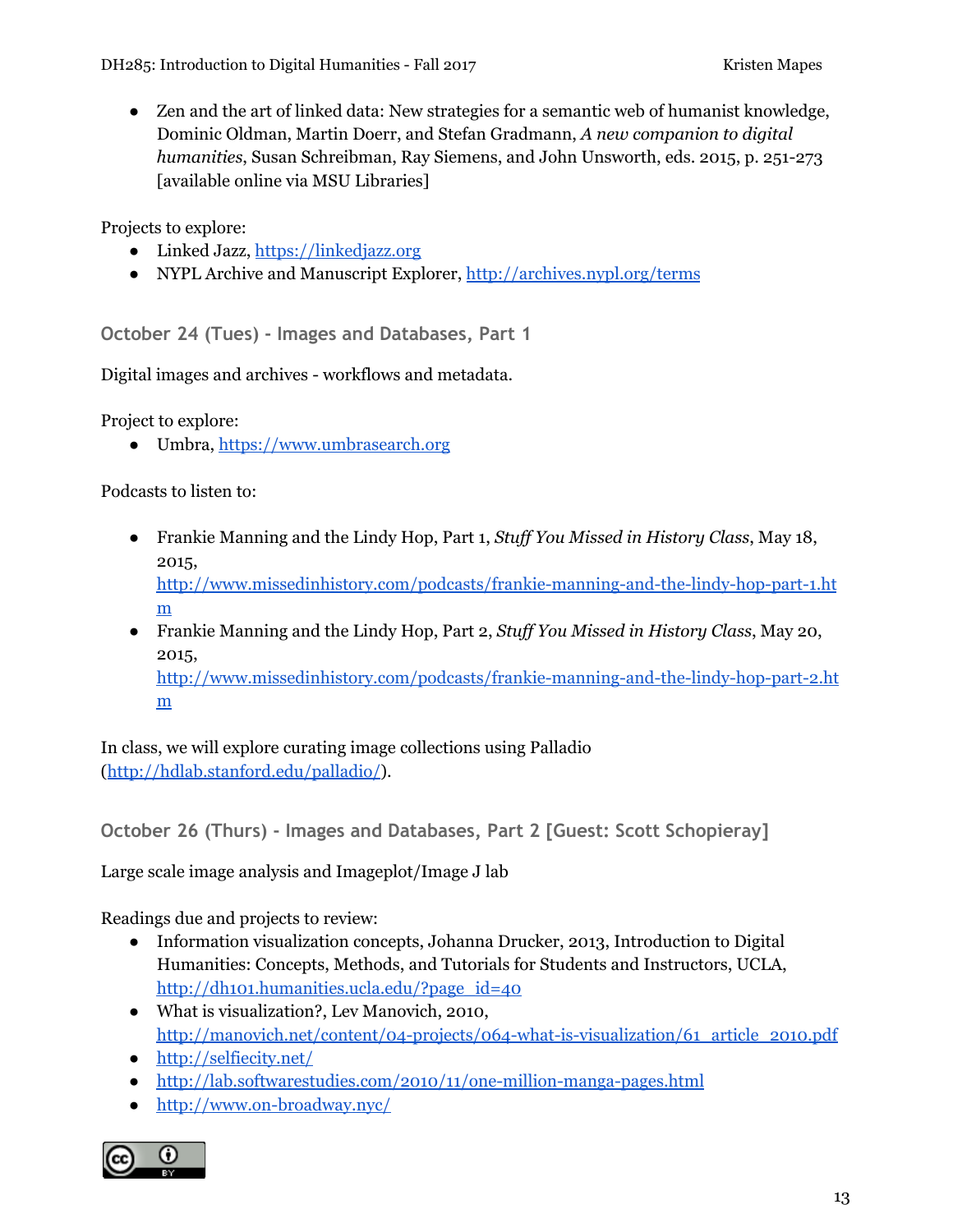- Zen and the art of linked data: New strategies for a semantic web of humanist knowledge, Dominic Oldman, Martin Doerr, and Stefan Gradmann, *A new companion to digital humanities*, Susan Schreibman, Ray Siemens, and John Unsworth, eds. 2015, p. 251-273 [available online via MSU Libraries]

Projects to explore:

- Linked Jazz, https://linkedjazz.org
- NYPL Archive and Manuscript Explorer, http://archives.nypl.org/terms

### October 24 (Tues) - Images and Databases, Part 1

Digital images and archives - workflows and metadata.

Project to explore:

- Umbra, https://www.umbrasearch.org

Podcasts to listen to:

- Frankie Manning and the Lindy Hop, Part 1, *Stuff You Missed in History Class*, May 18, 2015, http://www.missedinhistory.com/podcasts/frankie-manning-and-the-lindy-hop-part-1.htm
- Frankie Manning and the Lindy Hop, Part 2, *Stuff You Missed in History Class*, May 20, 2015, http://www.missedinhistory.com/podcasts/frankie-manning-and-the-lindy-hop-part-2.htm

In class, we will explore curating image collections using Palladio (http://hdlab.stanford.edu/palladio/).

### October 26 (Thurs) - Images and Databases, Part 2 [Guest: Scott Schopieray]

Large scale image analysis and Imageplot/Image J lab

Readings due and projects to review:

- Information visualization concepts, Johanna Drucker, 2013, Introduction to Digital Humanities: Concepts, Methods, and Tutorials for Students and Instructors, UCLA, http://dh101.humanities.ucla.edu/?page_id=40
- What is visualization?, Lev Manovich, 2010, http://manovich.net/content/04-projects/064-what-is-visualization/61_article_2010.pdf
- http://selfiecity.net/
- http://lab.softwarestudies.com/2010/11/one-million-manga-pages.html
- http://www.on-broadway.nyc/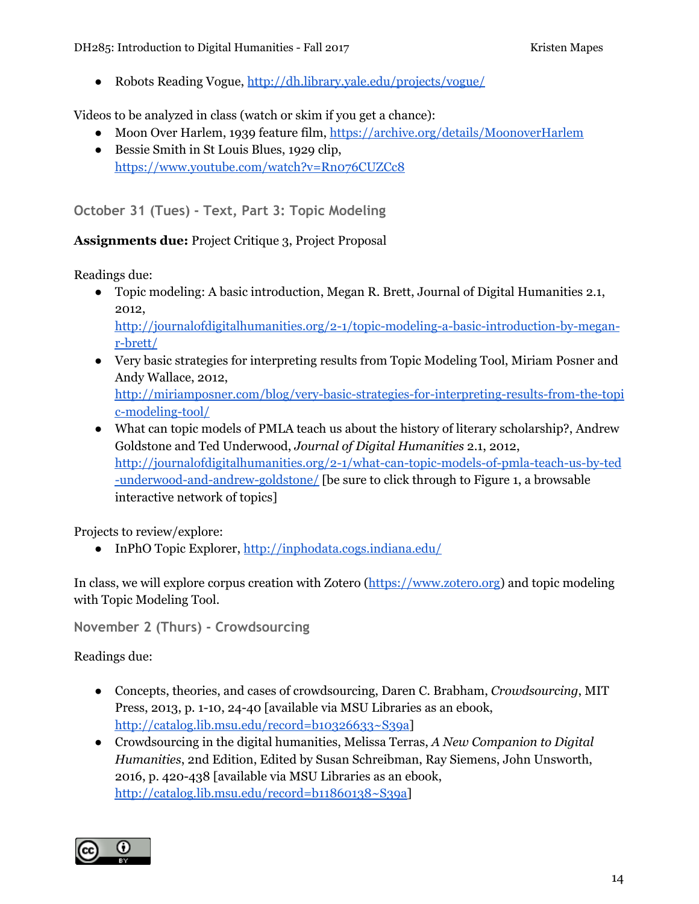- Robots Reading Vogue, http://dh.library.yale.edu/projects/vogue/

Videos to be analyzed in class (watch or skim if you get a chance):

- Moon Over Harlem, 1939 feature film, https://archive.org/details/MoonoverHarlem
- Bessie Smith in St Louis Blues, 1929 clip, https://www.youtube.com/watch?v=Rn076CUZCc8

### October 31 (Tues) - Text, Part 3: Topic Modeling

**Assignments due:** Project Critique 3, Project Proposal

Readings due:

- Topic modeling: A basic introduction, Megan R. Brett, Journal of Digital Humanities 2.1, 2012, http://journalofdigitalhumanities.org/2-1/topic-modeling-a-basic-introduction-by-megan-r-brett/
- Very basic strategies for interpreting results from Topic Modeling Tool, Miriam Posner and Andy Wallace, 2012, http://miriamposner.com/blog/very-basic-strategies-for-interpreting-results-from-the-topic-modeling-tool/
- What can topic models of PMLA teach us about the history of literary scholarship?, Andrew Goldstone and Ted Underwood, *Journal of Digital Humanities* 2.1, 2012, http://journalofdigitalhumanities.org/2-1/what-can-topic-models-of-pmla-teach-us-by-ted-underwood-and-andrew-goldstone/ [be sure to click through to Figure 1, a browsable interactive network of topics]

Projects to review/explore:

- InPhO Topic Explorer, http://inphodata.cogs.indiana.edu/

In class, we will explore corpus creation with Zotero (https://www.zotero.org) and topic modeling with Topic Modeling Tool.

### November 2 (Thurs) - Crowdsourcing

Readings due:

- Concepts, theories, and cases of crowdsourcing, Daren C. Brabham, *Crowdsourcing*, MIT Press, 2013, p. 1-10, 24-40 [available via MSU Libraries as an ebook, http://catalog.lib.msu.edu/record=b10326633~S39a]
- Crowdsourcing in the digital humanities, Melissa Terras, *A New Companion to Digital Humanities*, 2nd Edition, Edited by Susan Schreibman, Ray Siemens, John Unsworth, 2016, p. 420-438 [available via MSU Libraries as an ebook, http://catalog.lib.msu.edu/record=b11860138~S39a]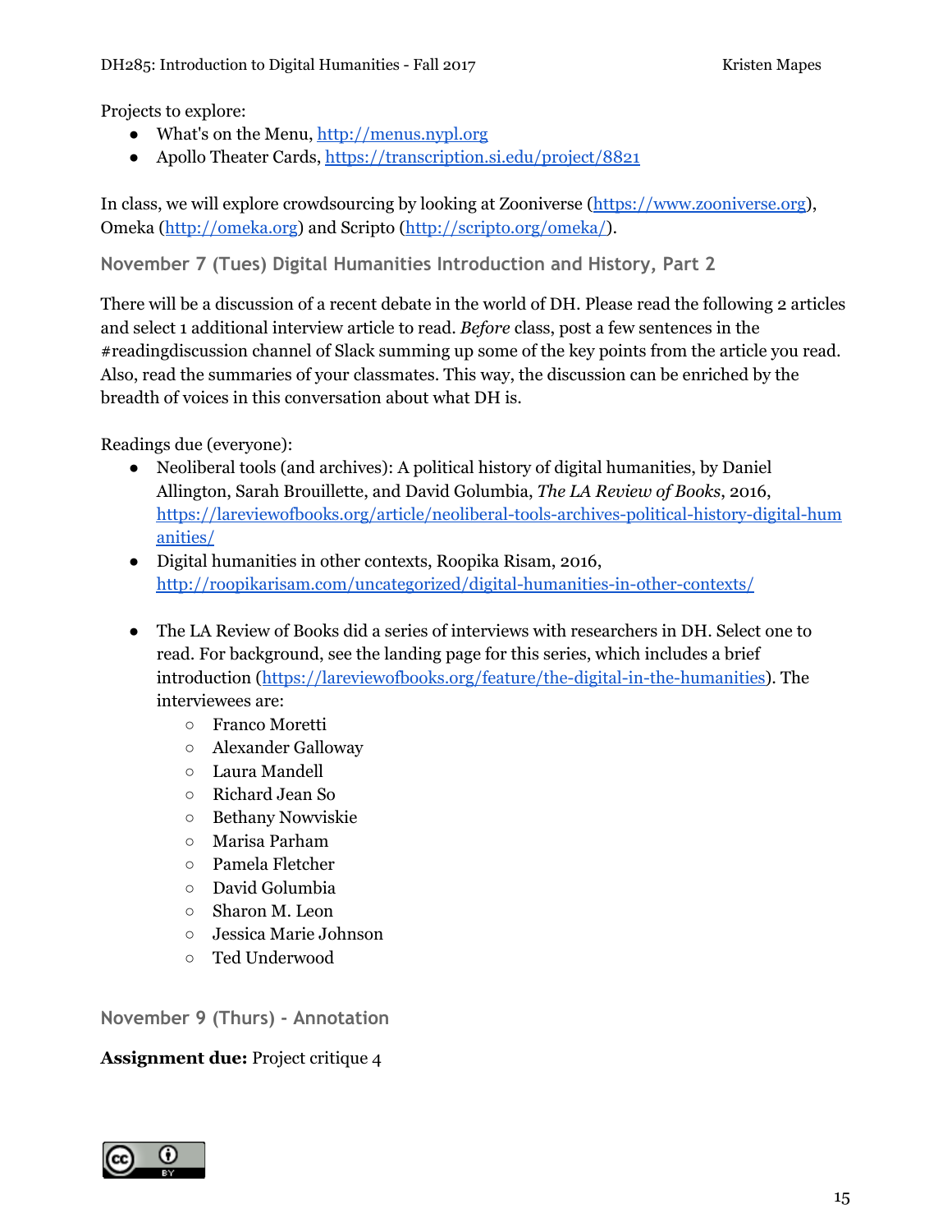Projects to explore:

- What's on the Menu, [http://menus.nypl.org](http://menus.nypl.org)
- Apollo Theater Cards, [https://transcription.si.edu/project/8821](https://transcription.si.edu/project/8821)

In class, we will explore crowdsourcing by looking at Zooniverse ([https://www.zooniverse.org](https://www.zooniverse.org)), Omeka ([http://omeka.org](http://omeka.org)) and Scripto ([http://scripto.org/omeka/](http://scripto.org/omeka/)).

### November 7 (Tues) Digital Humanities Introduction and History, Part 2

There will be a discussion of a recent debate in the world of DH. Please read the following 2 articles and select 1 additional interview article to read. *Before* class, post a few sentences in the #readingdiscussion channel of Slack summing up some of the key points from the article you read. Also, read the summaries of your classmates. This way, the discussion can be enriched by the breadth of voices in this conversation about what DH is.

Readings due (everyone):

- Neoliberal tools (and archives): A political history of digital humanities, by Daniel Allington, Sarah Brouillette, and David Golumbia, *The LA Review of Books*, 2016, [https://lareviewofbooks.org/article/neoliberal-tools-archives-political-history-digital-humanities/](https://lareviewofbooks.org/article/neoliberal-tools-archives-political-history-digital-humanities/)
- Digital humanities in other contexts, Roopika Risam, 2016, [http://roopikarisam.com/uncategorized/digital-humanities-in-other-contexts/](http://roopikarisam.com/uncategorized/digital-humanities-in-other-contexts/)

- The LA Review of Books did a series of interviews with researchers in DH. Select one to read. For background, see the landing page for this series, which includes a brief introduction ([https://lareviewofbooks.org/feature/the-digital-in-the-humanities](https://lareviewofbooks.org/feature/the-digital-in-the-humanities)). The interviewees are:
  - Franco Moretti
  - Alexander Galloway
  - Laura Mandell
  - Richard Jean So
  - Bethany Nowviskie
  - Marisa Parham
  - Pamela Fletcher
  - David Golumbia
  - Sharon M. Leon
  - Jessica Marie Johnson
  - Ted Underwood

### November 9 (Thurs) - Annotation

**Assignment due:** Project critique 4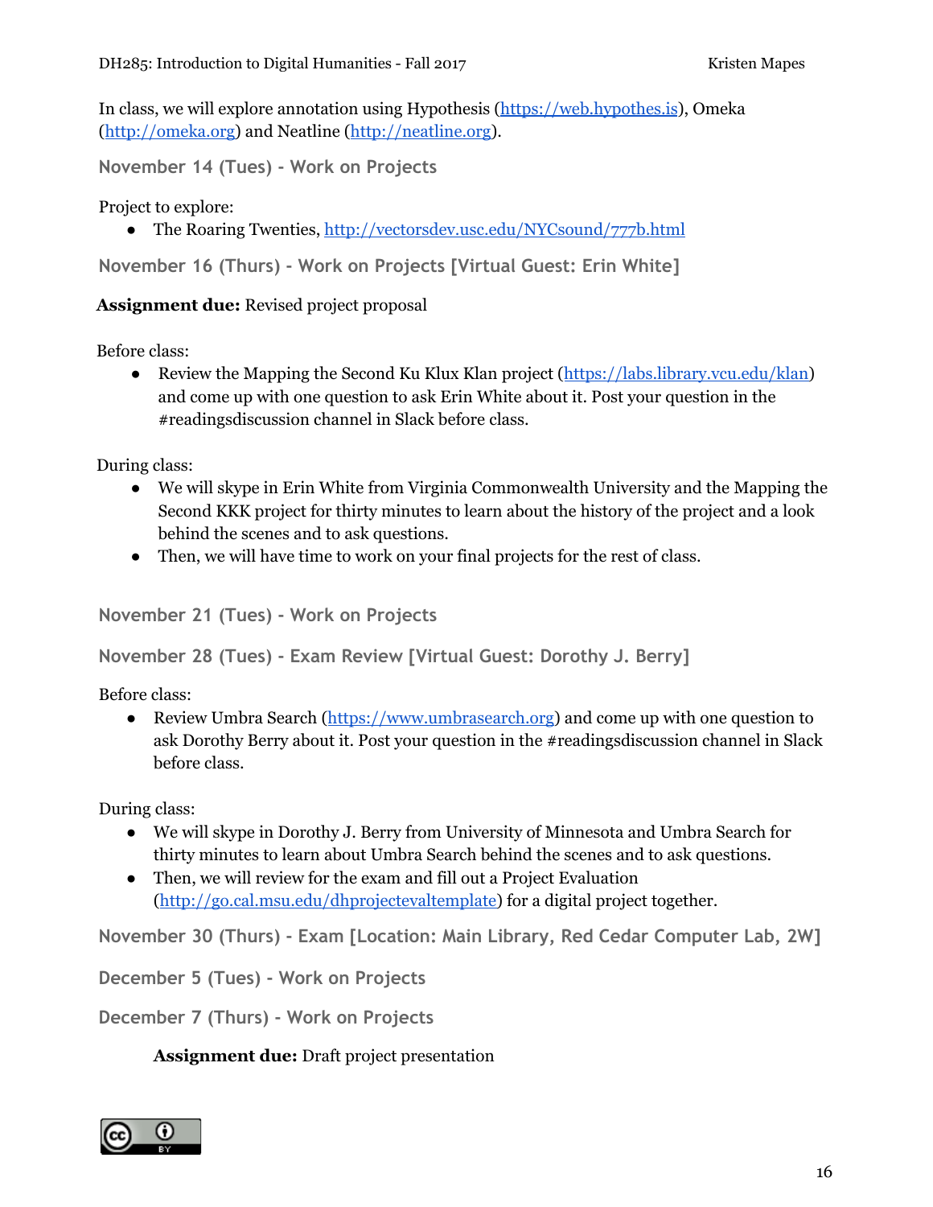In class, we will explore annotation using Hypothesis (https://web.hypothes.is), Omeka (http://omeka.org) and Neatline (http://neatline.org).

### November 14 (Tues) - Work on Projects

Project to explore:

- The Roaring Twenties, http://vectorsdev.usc.edu/NYCsound/777b.html

### November 16 (Thurs) - Work on Projects [Virtual Guest: Erin White]

**Assignment due:** Revised project proposal

Before class:

- Review the Mapping the Second Ku Klux Klan project (https://labs.library.vcu.edu/klan) and come up with one question to ask Erin White about it. Post your question in the #readingsdiscussion channel in Slack before class.

During class:

- We will skype in Erin White from Virginia Commonwealth University and the Mapping the Second KKK project for thirty minutes to learn about the history of the project and a look behind the scenes and to ask questions.
- Then, we will have time to work on your final projects for the rest of class.

### November 21 (Tues) - Work on Projects

### November 28 (Tues) - Exam Review [Virtual Guest: Dorothy J. Berry]

Before class:

- Review Umbra Search (https://www.umbrasearch.org) and come up with one question to ask Dorothy Berry about it. Post your question in the #readingsdiscussion channel in Slack before class.

During class:

- We will skype in Dorothy J. Berry from University of Minnesota and Umbra Search for thirty minutes to learn about Umbra Search behind the scenes and to ask questions.
- Then, we will review for the exam and fill out a Project Evaluation (http://go.cal.msu.edu/dhprojectevaltemplate) for a digital project together.

### November 30 (Thurs) - Exam [Location: Main Library, Red Cedar Computer Lab, 2W]

### December 5 (Tues) - Work on Projects

### December 7 (Thurs) - Work on Projects

**Assignment due:** Draft project presentation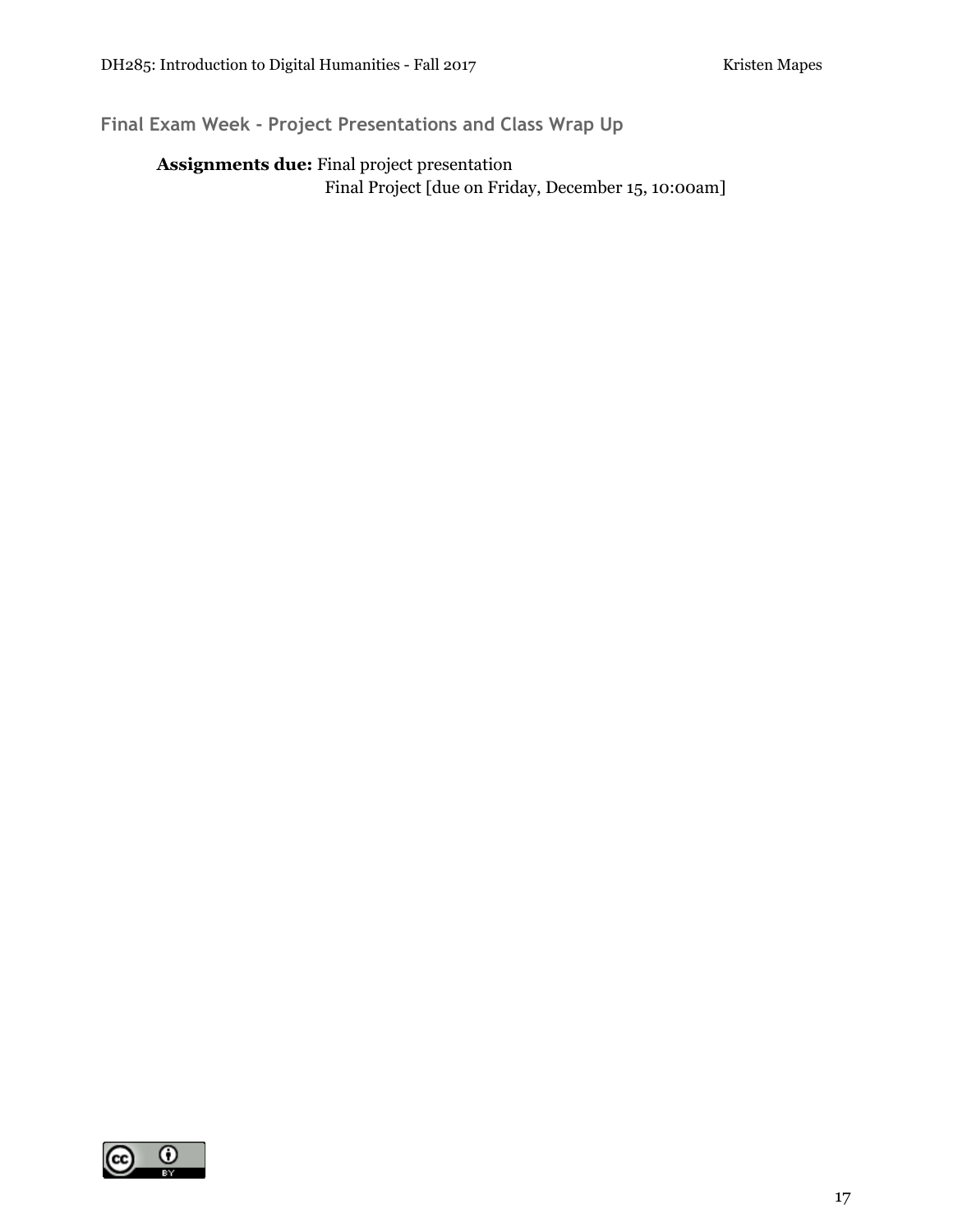### Final Exam Week - Project Presentations and Class Wrap Up

**Assignments due:** Final project presentation
Final Project [due on Friday, December 15, 10:00am]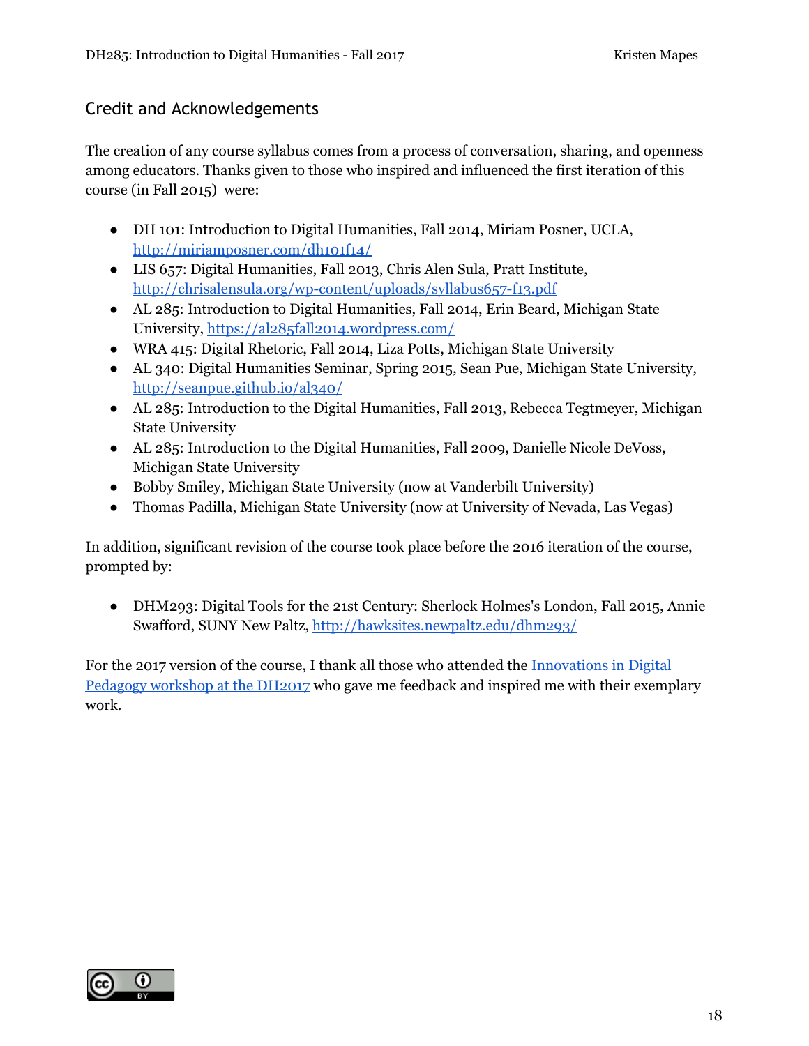## Credit and Acknowledgements

The creation of any course syllabus comes from a process of conversation, sharing, and openness among educators. Thanks given to those who inspired and influenced the first iteration of this course (in Fall 2015) were:

- DH 101: Introduction to Digital Humanities, Fall 2014, Miriam Posner, UCLA, [http://miriamposner.com/dh101f14/](http://miriamposner.com/dh101f14/)
- LIS 657: Digital Humanities, Fall 2013, Chris Alen Sula, Pratt Institute, [http://chrisalensula.org/wp-content/uploads/syllabus657-f13.pdf](http://chrisalensula.org/wp-content/uploads/syllabus657-f13.pdf)
- AL 285: Introduction to Digital Humanities, Fall 2014, Erin Beard, Michigan State University, [https://al285fall2014.wordpress.com/](https://al285fall2014.wordpress.com/)
- WRA 415: Digital Rhetoric, Fall 2014, Liza Potts, Michigan State University
- AL 340: Digital Humanities Seminar, Spring 2015, Sean Pue, Michigan State University, [http://seanpue.github.io/al340/](http://seanpue.github.io/al340/)
- AL 285: Introduction to the Digital Humanities, Fall 2013, Rebecca Tegtmeyer, Michigan State University
- AL 285: Introduction to the Digital Humanities, Fall 2009, Danielle Nicole DeVoss, Michigan State University
- Bobby Smiley, Michigan State University (now at Vanderbilt University)
- Thomas Padilla, Michigan State University (now at University of Nevada, Las Vegas)

In addition, significant revision of the course took place before the 2016 iteration of the course, prompted by:

- DHM293: Digital Tools for the 21st Century: Sherlock Holmes's London, Fall 2015, Annie Swafford, SUNY New Paltz, [http://hawksites.newpaltz.edu/dhm293/](http://hawksites.newpaltz.edu/dhm293/)

For the 2017 version of the course, I thank all those who attended the Innovations in Digital Pedagogy workshop at the DH2017 who gave me feedback and inspired me with their exemplary work.